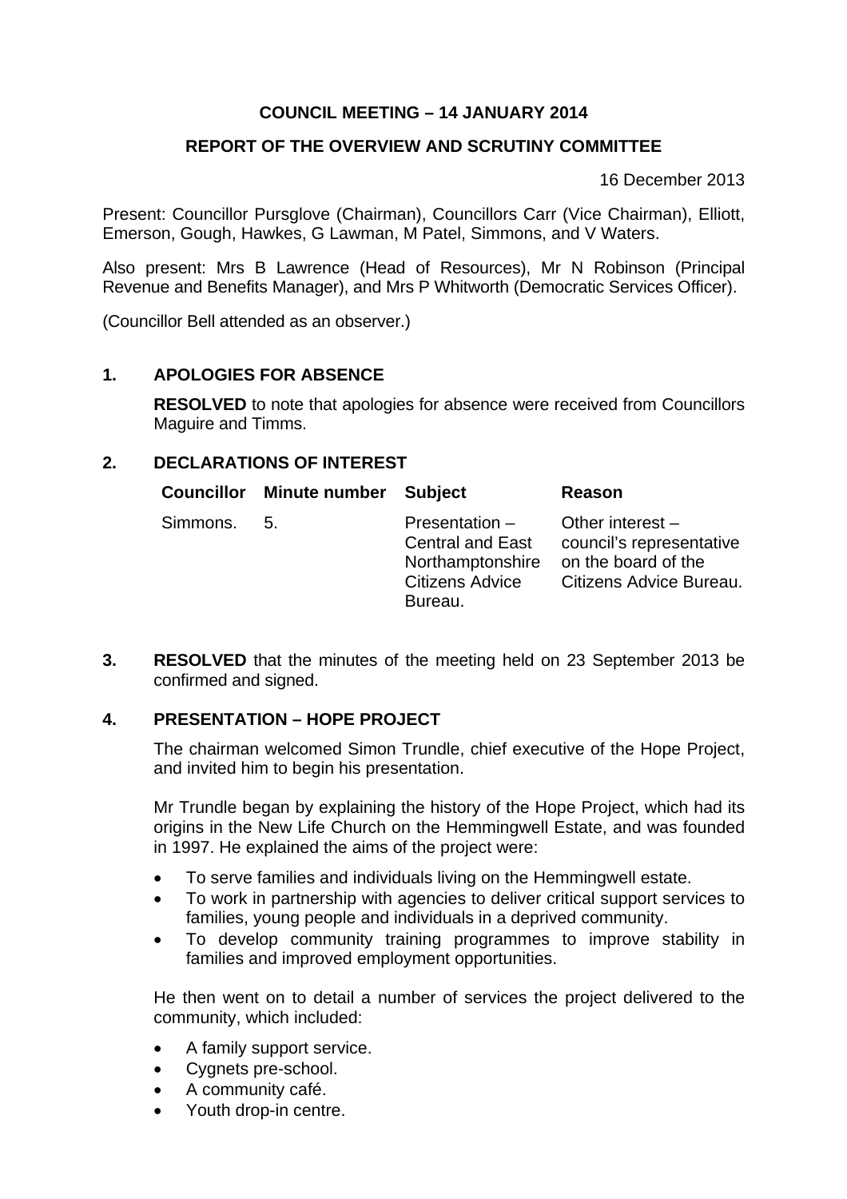# COUNCIL MEETING – 14 JANUARY 2014

## REPORT OF THE OVERVIEW AND SCRUTINY COMMITTEE

16 December 2013

Present: Councillor Pursglove (Chairman), Councillors Carr (Vice Chairman), Elliott, Emerson, Gough, Hawkes, G Lawman, M Patel, Simmons, and V Waters.

Also present: Mrs B Lawrence (Head of Resources), Mr N Robinson (Principal Revenue and Benefits Manager), and Mrs P Whitworth (Democratic Services Officer).

(Councillor Bell attended as an observer.)

### 1. APOLOGIES FOR ABSENCE

**RESOLVED** to note that apologies for absence were received from Councillors Maguire and Timms.

### 2. DECLARATIONS OF INTEREST

| Councillor | Minute number | Subject | Reason |
|---|---|---|---|
| Simmons. | 5. | Presentation – Central and East Northamptonshire Citizens Advice Bureau. | Other interest – council's representative on the board of the Citizens Advice Bureau. |

**3.** **RESOLVED** that the minutes of the meeting held on 23 September 2013 be confirmed and signed.

### 4. PRESENTATION – HOPE PROJECT

The chairman welcomed Simon Trundle, chief executive of the Hope Project, and invited him to begin his presentation.

Mr Trundle began by explaining the history of the Hope Project, which had its origins in the New Life Church on the Hemmingwell Estate, and was founded in 1997. He explained the aims of the project were:

- To serve families and individuals living on the Hemmingwell estate.
- To work in partnership with agencies to deliver critical support services to families, young people and individuals in a deprived community.
- To develop community training programmes to improve stability in families and improved employment opportunities.

He then went on to detail a number of services the project delivered to the community, which included:

- A family support service.
- Cygnets pre-school.
- A community café.
- Youth drop-in centre.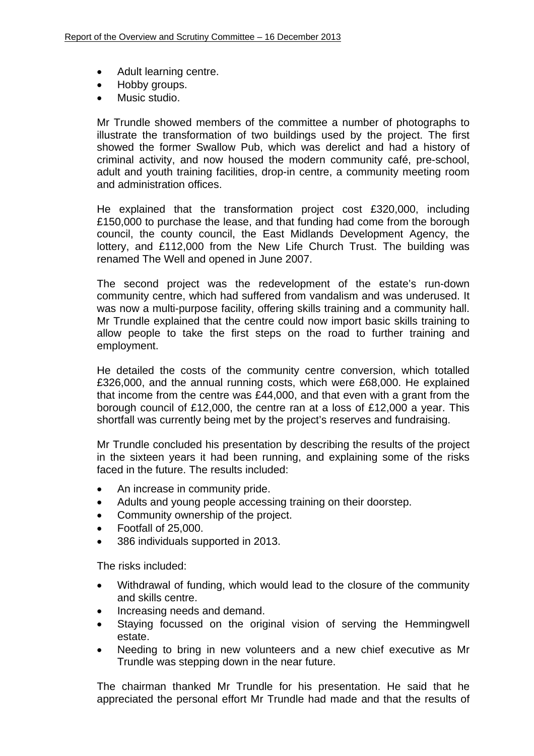- Adult learning centre.
- Hobby groups.
- Music studio.

Mr Trundle showed members of the committee a number of photographs to illustrate the transformation of two buildings used by the project. The first showed the former Swallow Pub, which was derelict and had a history of criminal activity, and now housed the modern community café, pre-school, adult and youth training facilities, drop-in centre, a community meeting room and administration offices.

He explained that the transformation project cost £320,000, including £150,000 to purchase the lease, and that funding had come from the borough council, the county council, the East Midlands Development Agency, the lottery, and £112,000 from the New Life Church Trust. The building was renamed The Well and opened in June 2007.

The second project was the redevelopment of the estate's run-down community centre, which had suffered from vandalism and was underused. It was now a multi-purpose facility, offering skills training and a community hall. Mr Trundle explained that the centre could now import basic skills training to allow people to take the first steps on the road to further training and employment.

He detailed the costs of the community centre conversion, which totalled £326,000, and the annual running costs, which were £68,000. He explained that income from the centre was £44,000, and that even with a grant from the borough council of £12,000, the centre ran at a loss of £12,000 a year. This shortfall was currently being met by the project's reserves and fundraising.

Mr Trundle concluded his presentation by describing the results of the project in the sixteen years it had been running, and explaining some of the risks faced in the future. The results included:

- An increase in community pride.
- Adults and young people accessing training on their doorstep.
- Community ownership of the project.
- Footfall of 25,000.
- 386 individuals supported in 2013.

The risks included:

- Withdrawal of funding, which would lead to the closure of the community and skills centre.
- Increasing needs and demand.
- Staying focussed on the original vision of serving the Hemmingwell estate.
- Needing to bring in new volunteers and a new chief executive as Mr Trundle was stepping down in the near future.

The chairman thanked Mr Trundle for his presentation. He said that he appreciated the personal effort Mr Trundle had made and that the results of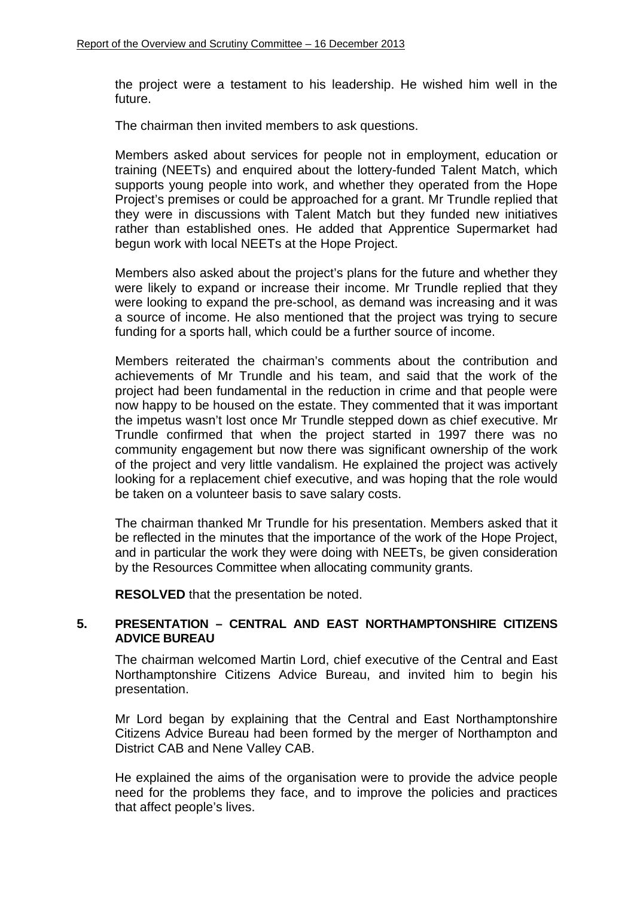the project were a testament to his leadership. He wished him well in the future.

The chairman then invited members to ask questions.

Members asked about services for people not in employment, education or training (NEETs) and enquired about the lottery-funded Talent Match, which supports young people into work, and whether they operated from the Hope Project's premises or could be approached for a grant. Mr Trundle replied that they were in discussions with Talent Match but they funded new initiatives rather than established ones. He added that Apprentice Supermarket had begun work with local NEETs at the Hope Project.

Members also asked about the project's plans for the future and whether they were likely to expand or increase their income. Mr Trundle replied that they were looking to expand the pre-school, as demand was increasing and it was a source of income. He also mentioned that the project was trying to secure funding for a sports hall, which could be a further source of income.

Members reiterated the chairman's comments about the contribution and achievements of Mr Trundle and his team, and said that the work of the project had been fundamental in the reduction in crime and that people were now happy to be housed on the estate. They commented that it was important the impetus wasn't lost once Mr Trundle stepped down as chief executive. Mr Trundle confirmed that when the project started in 1997 there was no community engagement but now there was significant ownership of the work of the project and very little vandalism. He explained the project was actively looking for a replacement chief executive, and was hoping that the role would be taken on a volunteer basis to save salary costs.

The chairman thanked Mr Trundle for his presentation. Members asked that it be reflected in the minutes that the importance of the work of the Hope Project, and in particular the work they were doing with NEETs, be given consideration by the Resources Committee when allocating community grants.

**RESOLVED** that the presentation be noted.

## 5. PRESENTATION – CENTRAL AND EAST NORTHAMPTONSHIRE CITIZENS ADVICE BUREAU

The chairman welcomed Martin Lord, chief executive of the Central and East Northamptonshire Citizens Advice Bureau, and invited him to begin his presentation.

Mr Lord began by explaining that the Central and East Northamptonshire Citizens Advice Bureau had been formed by the merger of Northampton and District CAB and Nene Valley CAB.

He explained the aims of the organisation were to provide the advice people need for the problems they face, and to improve the policies and practices that affect people's lives.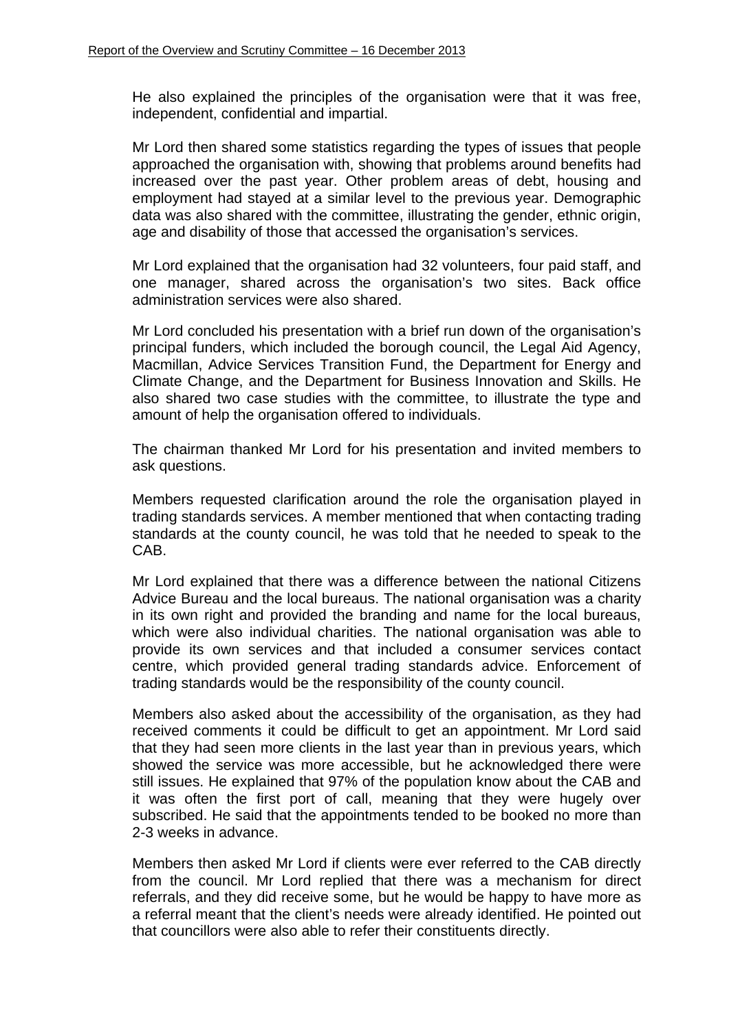He also explained the principles of the organisation were that it was free, independent, confidential and impartial.

Mr Lord then shared some statistics regarding the types of issues that people approached the organisation with, showing that problems around benefits had increased over the past year. Other problem areas of debt, housing and employment had stayed at a similar level to the previous year. Demographic data was also shared with the committee, illustrating the gender, ethnic origin, age and disability of those that accessed the organisation's services.

Mr Lord explained that the organisation had 32 volunteers, four paid staff, and one manager, shared across the organisation's two sites. Back office administration services were also shared.

Mr Lord concluded his presentation with a brief run down of the organisation's principal funders, which included the borough council, the Legal Aid Agency, Macmillan, Advice Services Transition Fund, the Department for Energy and Climate Change, and the Department for Business Innovation and Skills. He also shared two case studies with the committee, to illustrate the type and amount of help the organisation offered to individuals.

The chairman thanked Mr Lord for his presentation and invited members to ask questions.

Members requested clarification around the role the organisation played in trading standards services. A member mentioned that when contacting trading standards at the county council, he was told that he needed to speak to the CAB.

Mr Lord explained that there was a difference between the national Citizens Advice Bureau and the local bureaus. The national organisation was a charity in its own right and provided the branding and name for the local bureaus, which were also individual charities. The national organisation was able to provide its own services and that included a consumer services contact centre, which provided general trading standards advice. Enforcement of trading standards would be the responsibility of the county council.

Members also asked about the accessibility of the organisation, as they had received comments it could be difficult to get an appointment. Mr Lord said that they had seen more clients in the last year than in previous years, which showed the service was more accessible, but he acknowledged there were still issues. He explained that 97% of the population know about the CAB and it was often the first port of call, meaning that they were hugely over subscribed. He said that the appointments tended to be booked no more than 2-3 weeks in advance.

Members then asked Mr Lord if clients were ever referred to the CAB directly from the council. Mr Lord replied that there was a mechanism for direct referrals, and they did receive some, but he would be happy to have more as a referral meant that the client's needs were already identified. He pointed out that councillors were also able to refer their constituents directly.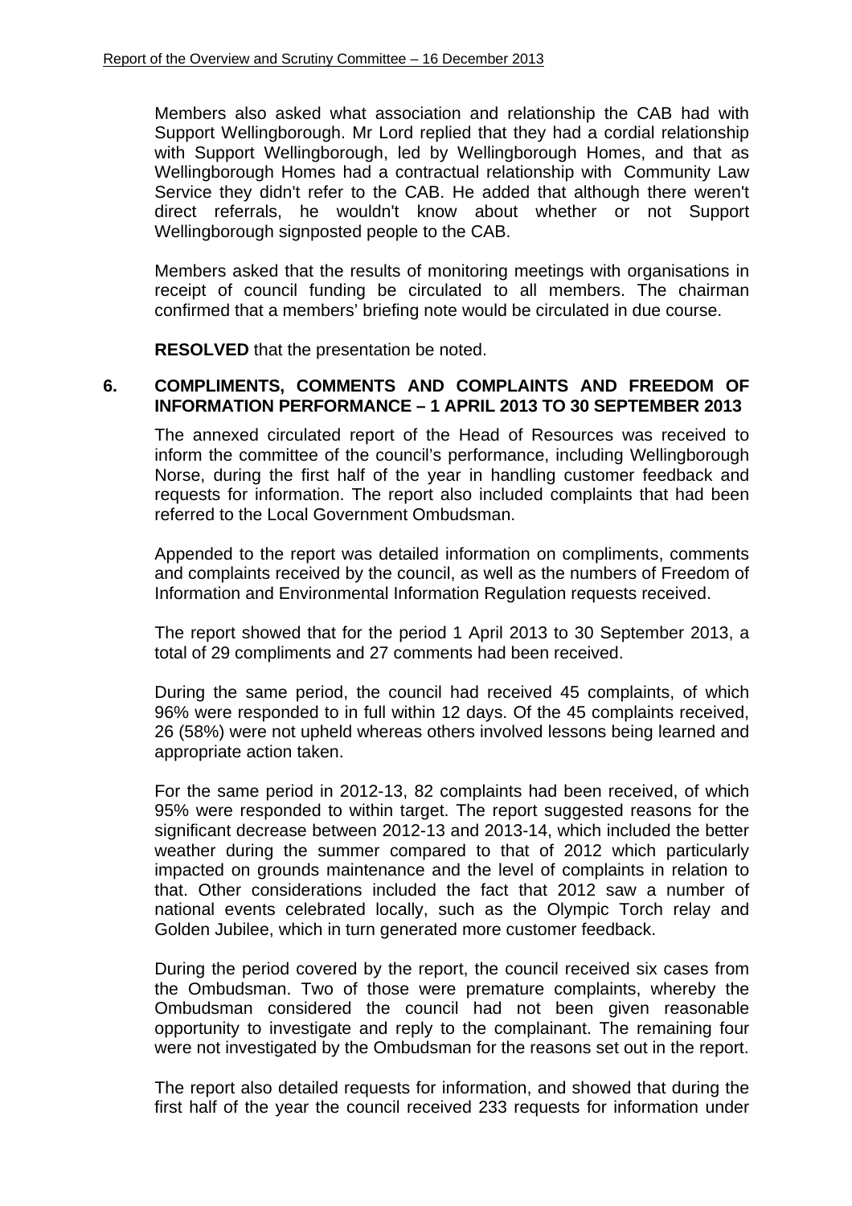Members also asked what association and relationship the CAB had with Support Wellingborough. Mr Lord replied that they had a cordial relationship with Support Wellingborough, led by Wellingborough Homes, and that as Wellingborough Homes had a contractual relationship with Community Law Service they didn't refer to the CAB. He added that although there weren't direct referrals, he wouldn't know about whether or not Support Wellingborough signposted people to the CAB.

Members asked that the results of monitoring meetings with organisations in receipt of council funding be circulated to all members. The chairman confirmed that a members' briefing note would be circulated in due course.

**RESOLVED** that the presentation be noted.

## 6. COMPLIMENTS, COMMENTS AND COMPLAINTS AND FREEDOM OF INFORMATION PERFORMANCE – 1 APRIL 2013 TO 30 SEPTEMBER 2013

The annexed circulated report of the Head of Resources was received to inform the committee of the council's performance, including Wellingborough Norse, during the first half of the year in handling customer feedback and requests for information. The report also included complaints that had been referred to the Local Government Ombudsman.

Appended to the report was detailed information on compliments, comments and complaints received by the council, as well as the numbers of Freedom of Information and Environmental Information Regulation requests received.

The report showed that for the period 1 April 2013 to 30 September 2013, a total of 29 compliments and 27 comments had been received.

During the same period, the council had received 45 complaints, of which 96% were responded to in full within 12 days. Of the 45 complaints received, 26 (58%) were not upheld whereas others involved lessons being learned and appropriate action taken.

For the same period in 2012-13, 82 complaints had been received, of which 95% were responded to within target. The report suggested reasons for the significant decrease between 2012-13 and 2013-14, which included the better weather during the summer compared to that of 2012 which particularly impacted on grounds maintenance and the level of complaints in relation to that. Other considerations included the fact that 2012 saw a number of national events celebrated locally, such as the Olympic Torch relay and Golden Jubilee, which in turn generated more customer feedback.

During the period covered by the report, the council received six cases from the Ombudsman. Two of those were premature complaints, whereby the Ombudsman considered the council had not been given reasonable opportunity to investigate and reply to the complainant. The remaining four were not investigated by the Ombudsman for the reasons set out in the report.

The report also detailed requests for information, and showed that during the first half of the year the council received 233 requests for information under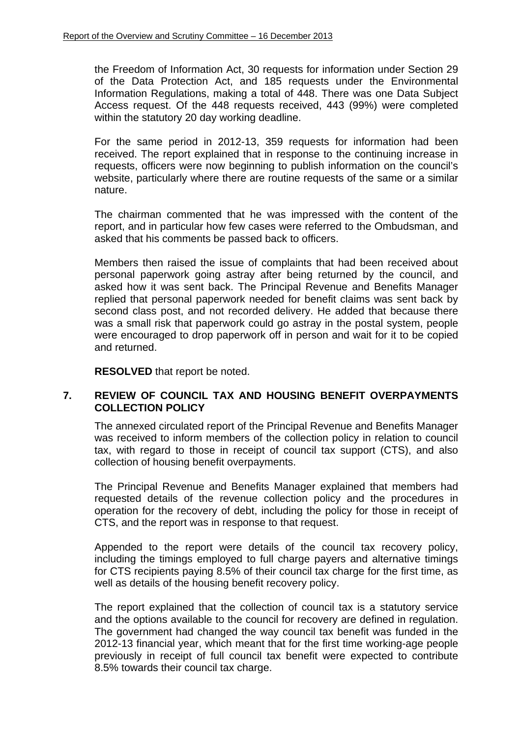the Freedom of Information Act, 30 requests for information under Section 29 of the Data Protection Act, and 185 requests under the Environmental Information Regulations, making a total of 448. There was one Data Subject Access request. Of the 448 requests received, 443 (99%) were completed within the statutory 20 day working deadline.

For the same period in 2012-13, 359 requests for information had been received. The report explained that in response to the continuing increase in requests, officers were now beginning to publish information on the council's website, particularly where there are routine requests of the same or a similar nature.

The chairman commented that he was impressed with the content of the report, and in particular how few cases were referred to the Ombudsman, and asked that his comments be passed back to officers.

Members then raised the issue of complaints that had been received about personal paperwork going astray after being returned by the council, and asked how it was sent back. The Principal Revenue and Benefits Manager replied that personal paperwork needed for benefit claims was sent back by second class post, and not recorded delivery. He added that because there was a small risk that paperwork could go astray in the postal system, people were encouraged to drop paperwork off in person and wait for it to be copied and returned.

**RESOLVED** that report be noted.

## 7. REVIEW OF COUNCIL TAX AND HOUSING BENEFIT OVERPAYMENTS COLLECTION POLICY

The annexed circulated report of the Principal Revenue and Benefits Manager was received to inform members of the collection policy in relation to council tax, with regard to those in receipt of council tax support (CTS), and also collection of housing benefit overpayments.

The Principal Revenue and Benefits Manager explained that members had requested details of the revenue collection policy and the procedures in operation for the recovery of debt, including the policy for those in receipt of CTS, and the report was in response to that request.

Appended to the report were details of the council tax recovery policy, including the timings employed to full charge payers and alternative timings for CTS recipients paying 8.5% of their council tax charge for the first time, as well as details of the housing benefit recovery policy.

The report explained that the collection of council tax is a statutory service and the options available to the council for recovery are defined in regulation. The government had changed the way council tax benefit was funded in the 2012-13 financial year, which meant that for the first time working-age people previously in receipt of full council tax benefit were expected to contribute 8.5% towards their council tax charge.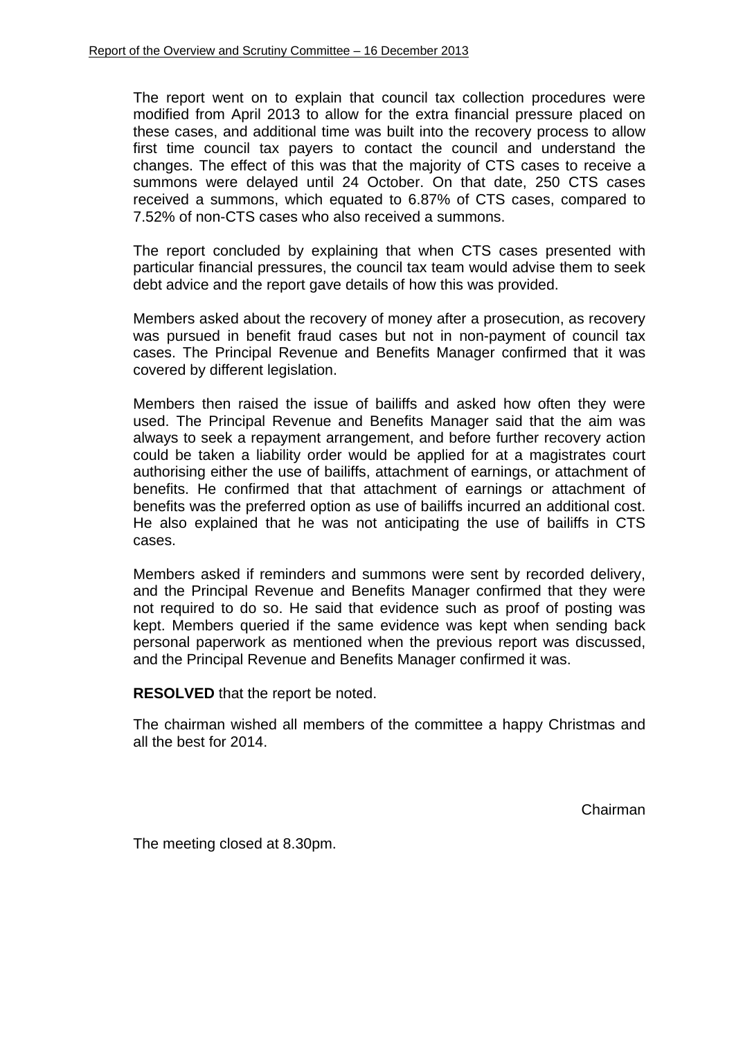The report went on to explain that council tax collection procedures were modified from April 2013 to allow for the extra financial pressure placed on these cases, and additional time was built into the recovery process to allow first time council tax payers to contact the council and understand the changes. The effect of this was that the majority of CTS cases to receive a summons were delayed until 24 October. On that date, 250 CTS cases received a summons, which equated to 6.87% of CTS cases, compared to 7.52% of non-CTS cases who also received a summons.

The report concluded by explaining that when CTS cases presented with particular financial pressures, the council tax team would advise them to seek debt advice and the report gave details of how this was provided.

Members asked about the recovery of money after a prosecution, as recovery was pursued in benefit fraud cases but not in non-payment of council tax cases. The Principal Revenue and Benefits Manager confirmed that it was covered by different legislation.

Members then raised the issue of bailiffs and asked how often they were used. The Principal Revenue and Benefits Manager said that the aim was always to seek a repayment arrangement, and before further recovery action could be taken a liability order would be applied for at a magistrates court authorising either the use of bailiffs, attachment of earnings, or attachment of benefits. He confirmed that that attachment of earnings or attachment of benefits was the preferred option as use of bailiffs incurred an additional cost. He also explained that he was not anticipating the use of bailiffs in CTS cases.

Members asked if reminders and summons were sent by recorded delivery, and the Principal Revenue and Benefits Manager confirmed that they were not required to do so. He said that evidence such as proof of posting was kept. Members queried if the same evidence was kept when sending back personal paperwork as mentioned when the previous report was discussed, and the Principal Revenue and Benefits Manager confirmed it was.

**RESOLVED** that the report be noted.

The chairman wished all members of the committee a happy Christmas and all the best for 2014.

Chairman

The meeting closed at 8.30pm.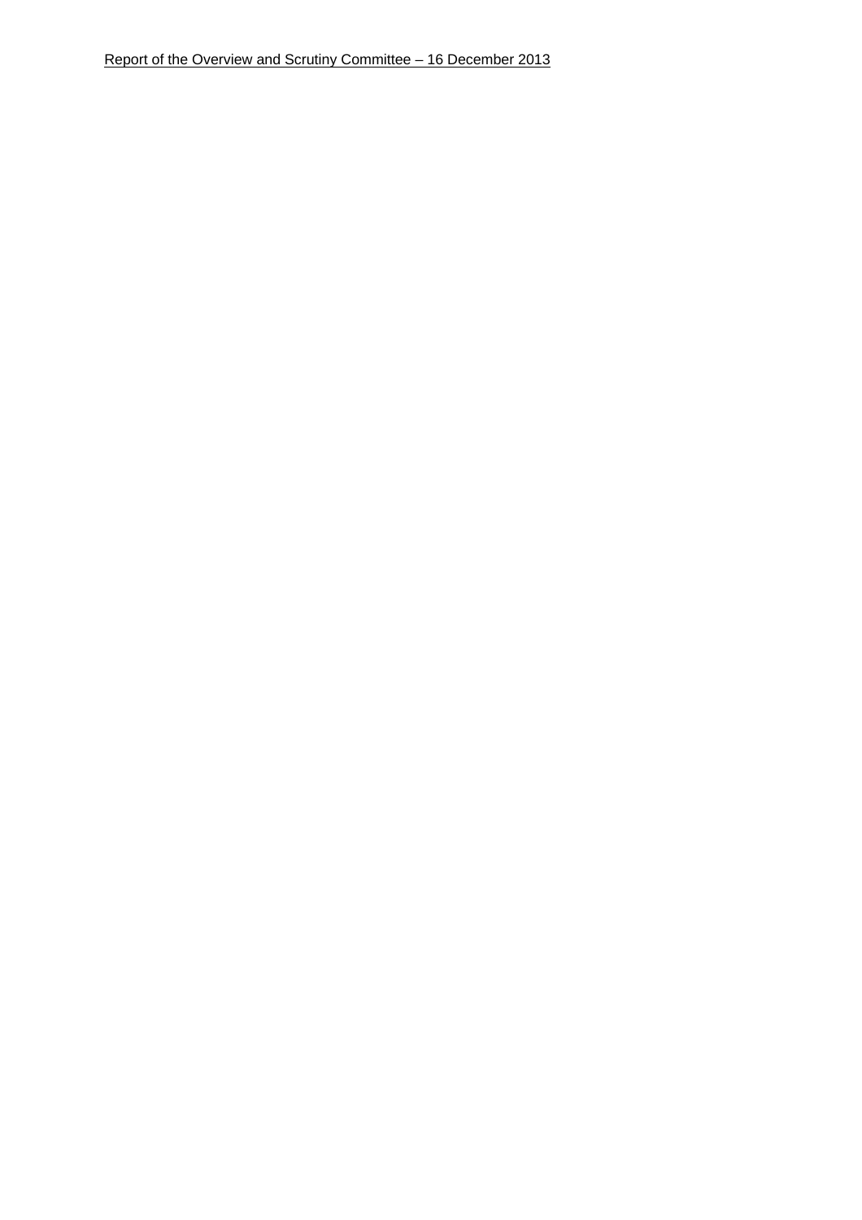Report of the Overview and Scrutiny Committee – 16 December 2013